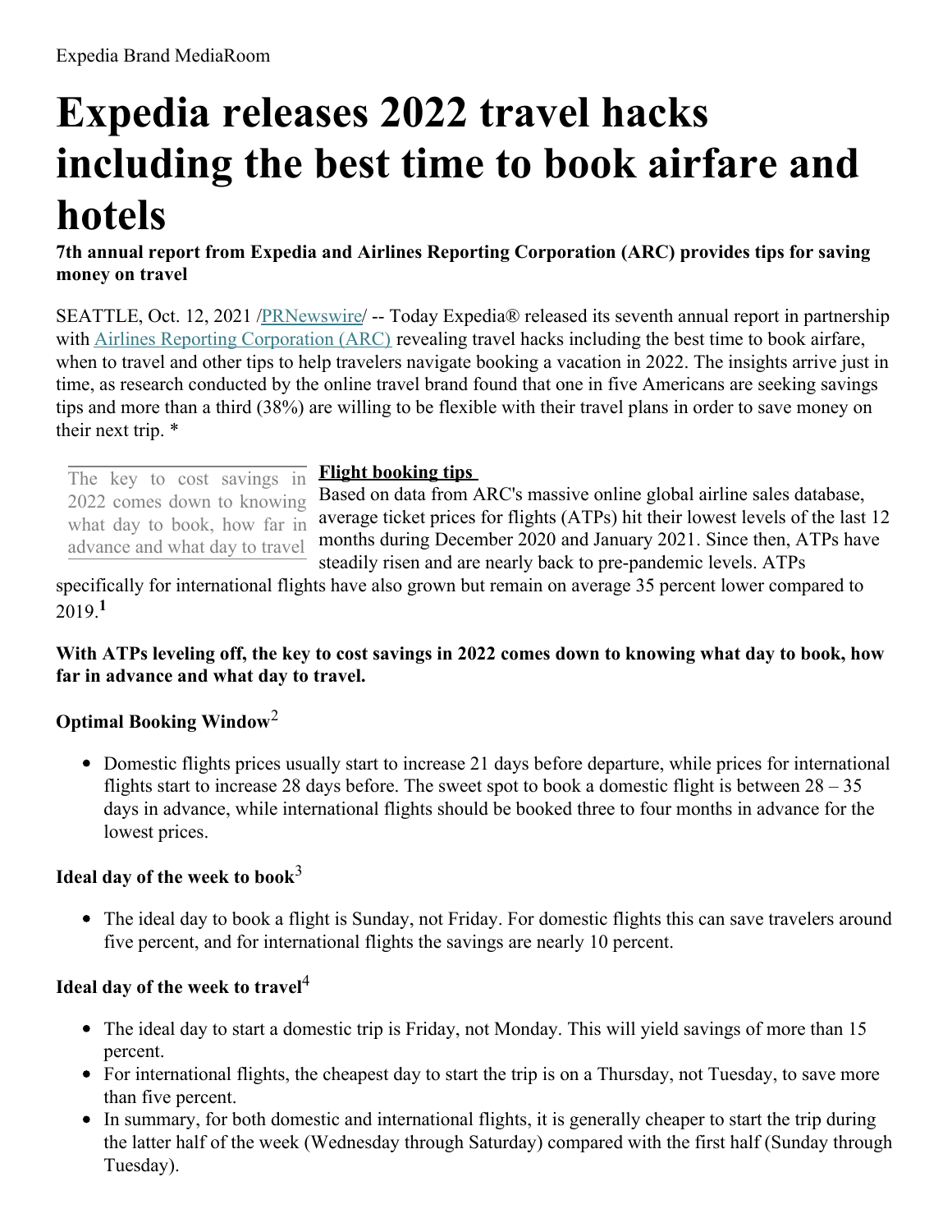Expedia Brand MediaRoom

# Expedia releases 2022 travel hacks including the best time to book airfare and hotels

**7th annual report from Expedia and Airlines Reporting Corporation (ARC) provides tips for saving money on travel**

SEATTLE, Oct. 12, 2021 /PRNewswire/ -- Today Expedia® released its seventh annual report in partnership with Airlines Reporting Corporation (ARC) revealing travel hacks including the best time to book airfare, when to travel and other tips to help travelers navigate booking a vacation in 2022. The insights arrive just in time, as research conducted by the online travel brand found that one in five Americans are seeking savings tips and more than a third (38%) are willing to be flexible with their travel plans in order to save money on their next trip. *

> The key to cost savings in 2022 comes down to knowing what day to book, how far in advance and what day to travel

**Flight booking tips**

Based on data from ARC's massive online global airline sales database, average ticket prices for flights (ATPs) hit their lowest levels of the last 12 months during December 2020 and January 2021. Since then, ATPs have steadily risen and are nearly back to pre-pandemic levels. ATPs specifically for international flights have also grown but remain on average 35 percent lower compared to 2019.[1]

**With ATPs leveling off, the key to cost savings in 2022 comes down to knowing what day to book, how far in advance and what day to travel.**

**Optimal Booking Window**[2]

- Domestic flights prices usually start to increase 21 days before departure, while prices for international flights start to increase 28 days before. The sweet spot to book a domestic flight is between 28 – 35 days in advance, while international flights should be booked three to four months in advance for the lowest prices.

**Ideal day of the week to book**[3]

- The ideal day to book a flight is Sunday, not Friday. For domestic flights this can save travelers around five percent, and for international flights the savings are nearly 10 percent.

**Ideal day of the week to travel**[4]

- The ideal day to start a domestic trip is Friday, not Monday. This will yield savings of more than 15 percent.
- For international flights, the cheapest day to start the trip is on a Thursday, not Tuesday, to save more than five percent.
- In summary, for both domestic and international flights, it is generally cheaper to start the trip during the latter half of the week (Wednesday through Saturday) compared with the first half (Sunday through Tuesday).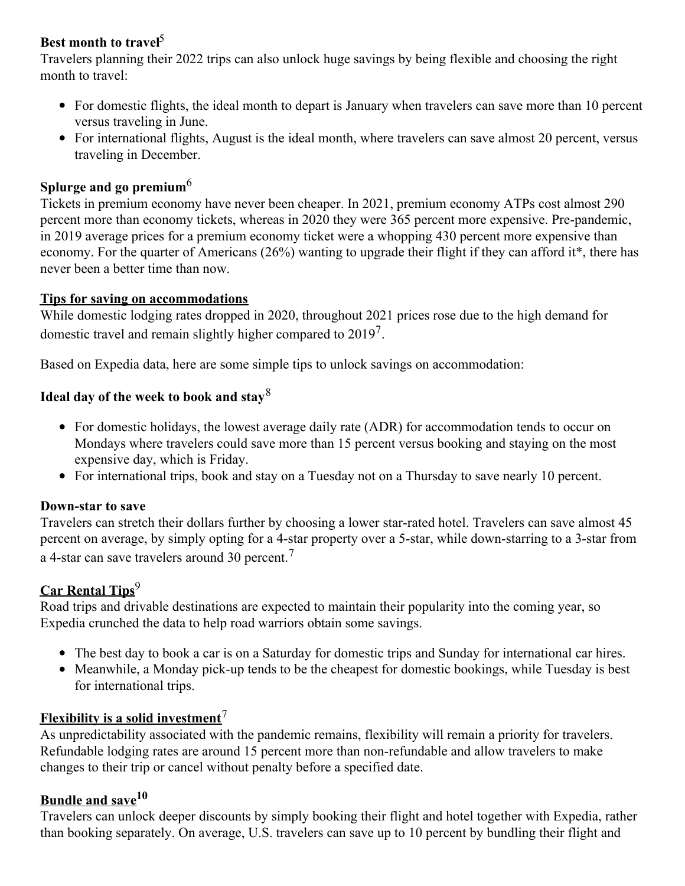**Best month to travel**[5]

Travelers planning their 2022 trips can also unlock huge savings by being flexible and choosing the right month to travel:

- For domestic flights, the ideal month to depart is January when travelers can save more than 10 percent versus traveling in June.
- For international flights, August is the ideal month, where travelers can save almost 20 percent, versus traveling in December.

**Splurge and go premium**[6]

Tickets in premium economy have never been cheaper. In 2021, premium economy ATPs cost almost 290 percent more than economy tickets, whereas in 2020 they were 365 percent more expensive. Pre-pandemic, in 2019 average prices for a premium economy ticket were a whopping 430 percent more expensive than economy. For the quarter of Americans (26%) wanting to upgrade their flight if they can afford it*, there has never been a better time than now.

**Tips for saving on accommodations**

While domestic lodging rates dropped in 2020, throughout 2021 prices rose due to the high demand for domestic travel and remain slightly higher compared to 2019[7].

Based on Expedia data, here are some simple tips to unlock savings on accommodation:

**Ideal day of the week to book and stay**[8]

- For domestic holidays, the lowest average daily rate (ADR) for accommodation tends to occur on Mondays where travelers could save more than 15 percent versus booking and staying on the most expensive day, which is Friday.
- For international trips, book and stay on a Tuesday not on a Thursday to save nearly 10 percent.

**Down-star to save**

Travelers can stretch their dollars further by choosing a lower star-rated hotel. Travelers can save almost 45 percent on average, by simply opting for a 4-star property over a 5-star, while down-starring to a 3-star from a 4-star can save travelers around 30 percent.[7]

**Car Rental Tips**[9]

Road trips and drivable destinations are expected to maintain their popularity into the coming year, so Expedia crunched the data to help road warriors obtain some savings.

- The best day to book a car is on a Saturday for domestic trips and Sunday for international car hires.
- Meanwhile, a Monday pick-up tends to be the cheapest for domestic bookings, while Tuesday is best for international trips.

**Flexibility is a solid investment**[7]

As unpredictability associated with the pandemic remains, flexibility will remain a priority for travelers. Refundable lodging rates are around 15 percent more than non-refundable and allow travelers to make changes to their trip or cancel without penalty before a specified date.

**Bundle and save**[10]

Travelers can unlock deeper discounts by simply booking their flight and hotel together with Expedia, rather than booking separately. On average, U.S. travelers can save up to 10 percent by bundling their flight and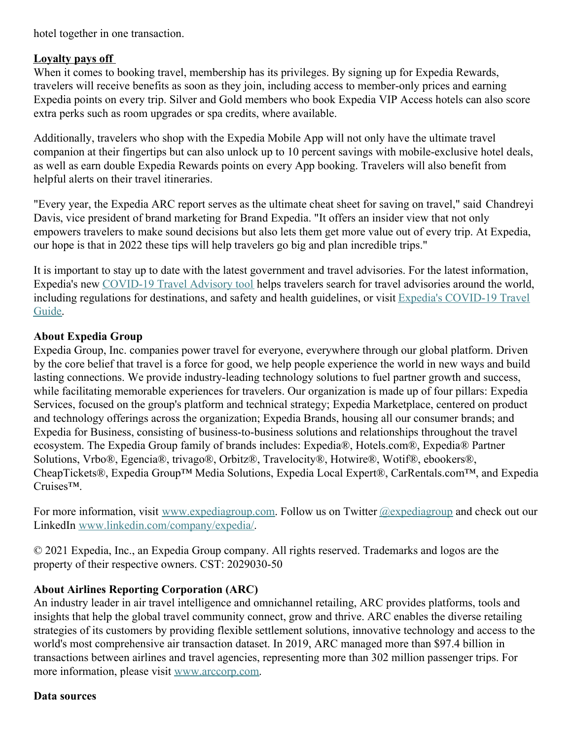hotel together in one transaction.

**Loyalty pays off**

When it comes to booking travel, membership has its privileges. By signing up for Expedia Rewards, travelers will receive benefits as soon as they join, including access to member-only prices and earning Expedia points on every trip. Silver and Gold members who book Expedia VIP Access hotels can also score extra perks such as room upgrades or spa credits, where available.

Additionally, travelers who shop with the Expedia Mobile App will not only have the ultimate travel companion at their fingertips but can also unlock up to 10 percent savings with mobile-exclusive hotel deals, as well as earn double Expedia Rewards points on every App booking. Travelers will also benefit from helpful alerts on their travel itineraries.

"Every year, the Expedia ARC report serves as the ultimate cheat sheet for saving on travel," said Chandreyi Davis, vice president of brand marketing for Brand Expedia. "It offers an insider view that not only empowers travelers to make sound decisions but also lets them get more value out of every trip. At Expedia, our hope is that in 2022 these tips will help travelers go big and plan incredible trips."

It is important to stay up to date with the latest government and travel advisories. For the latest information, Expedia's new COVID-19 Travel Advisory tool helps travelers search for travel advisories around the world, including regulations for destinations, and safety and health guidelines, or visit Expedia's COVID-19 Travel Guide.

**About Expedia Group**

Expedia Group, Inc. companies power travel for everyone, everywhere through our global platform. Driven by the core belief that travel is a force for good, we help people experience the world in new ways and build lasting connections. We provide industry-leading technology solutions to fuel partner growth and success, while facilitating memorable experiences for travelers. Our organization is made up of four pillars: Expedia Services, focused on the group's platform and technical strategy; Expedia Marketplace, centered on product and technology offerings across the organization; Expedia Brands, housing all our consumer brands; and Expedia for Business, consisting of business-to-business solutions and relationships throughout the travel ecosystem. The Expedia Group family of brands includes: Expedia®, Hotels.com®, Expedia® Partner Solutions, Vrbo®, Egencia®, trivago®, Orbitz®, Travelocity®, Hotwire®, Wotif®, ebookers®, CheapTickets®, Expedia Group™ Media Solutions, Expedia Local Expert®, CarRentals.com™, and Expedia Cruises™.

For more information, visit www.expediagroup.com. Follow us on Twitter @expediagroup and check out our LinkedIn www.linkedin.com/company/expedia/.

© 2021 Expedia, Inc., an Expedia Group company. All rights reserved. Trademarks and logos are the property of their respective owners. CST: 2029030-50

**About Airlines Reporting Corporation (ARC)**

An industry leader in air travel intelligence and omnichannel retailing, ARC provides platforms, tools and insights that help the global travel community connect, grow and thrive. ARC enables the diverse retailing strategies of its customers by providing flexible settlement solutions, innovative technology and access to the world's most comprehensive air transaction dataset. In 2019, ARC managed more than $97.4 billion in transactions between airlines and travel agencies, representing more than 302 million passenger trips. For more information, please visit www.arccorp.com.

**Data sources**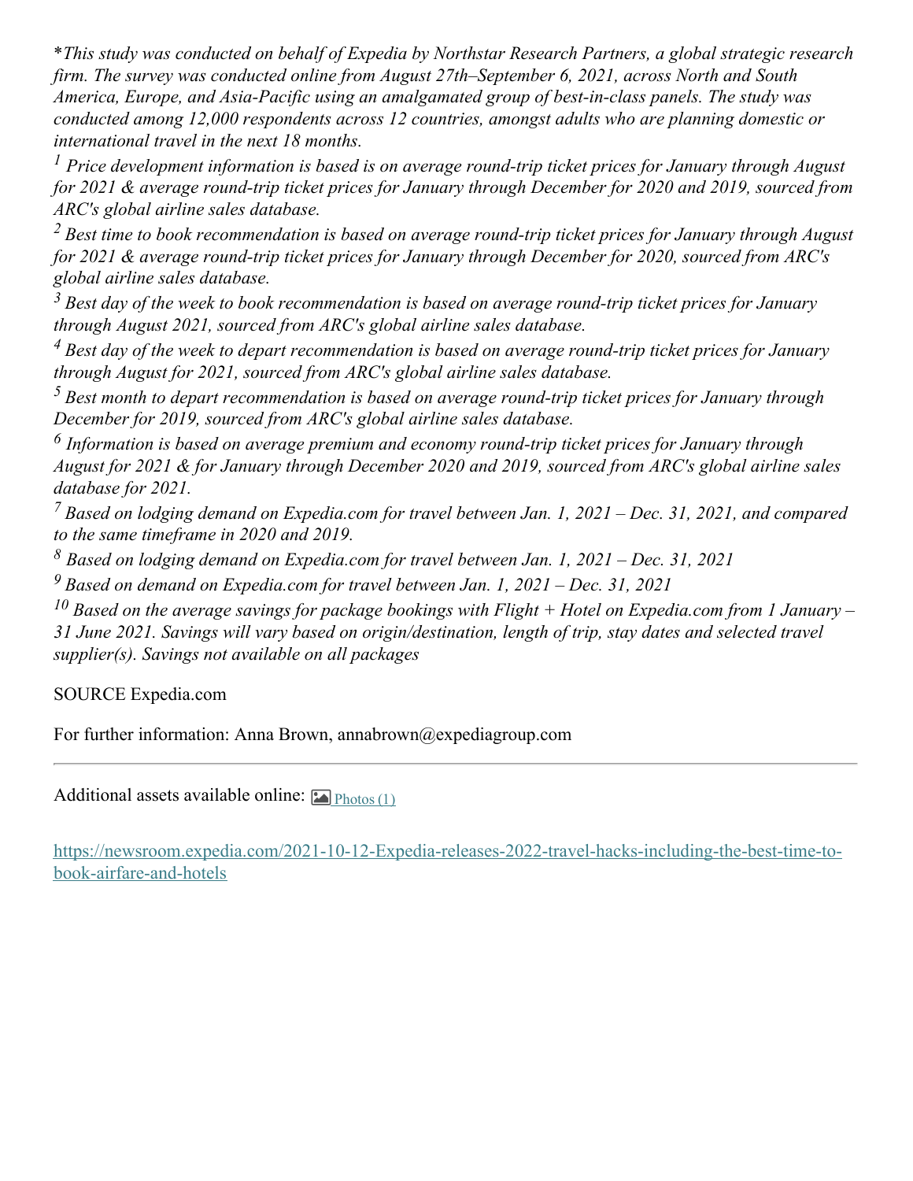*\*This study was conducted on behalf of Expedia by Northstar Research Partners, a global strategic research firm. The survey was conducted online from August 27th–September 6, 2021, across North and South America, Europe, and Asia-Pacific using an amalgamated group of best-in-class panels. The study was conducted among 12,000 respondents across 12 countries, amongst adults who are planning domestic or international travel in the next 18 months.*

*[1] Price development information is based is on average round-trip ticket prices for January through August for 2021 & average round-trip ticket prices for January through December for 2020 and 2019, sourced from ARC's global airline sales database.*

*[2] Best time to book recommendation is based on average round-trip ticket prices for January through August for 2021 & average round-trip ticket prices for January through December for 2020, sourced from ARC's global airline sales database.*

*[3] Best day of the week to book recommendation is based on average round-trip ticket prices for January through August 2021, sourced from ARC's global airline sales database.*

*[4] Best day of the week to depart recommendation is based on average round-trip ticket prices for January through August for 2021, sourced from ARC's global airline sales database.*

*[5] Best month to depart recommendation is based on average round-trip ticket prices for January through December for 2019, sourced from ARC's global airline sales database.*

*[6] Information is based on average premium and economy round-trip ticket prices for January through August for 2021 & for January through December 2020 and 2019, sourced from ARC's global airline sales database for 2021.*

*[7] Based on lodging demand on Expedia.com for travel between Jan. 1, 2021 – Dec. 31, 2021, and compared to the same timeframe in 2020 and 2019.*

*[8] Based on lodging demand on Expedia.com for travel between Jan. 1, 2021 – Dec. 31, 2021*

*[9] Based on demand on Expedia.com for travel between Jan. 1, 2021 – Dec. 31, 2021*

*[10] Based on the average savings for package bookings with Flight + Hotel on Expedia.com from 1 January – 31 June 2021. Savings will vary based on origin/destination, length of trip, stay dates and selected travel supplier(s). Savings not available on all packages*

SOURCE Expedia.com

For further information: Anna Brown, annabrown@expediagroup.com

---

Additional assets available online: Photos (1)

https://newsroom.expedia.com/2021-10-12-Expedia-releases-2022-travel-hacks-including-the-best-time-to-book-airfare-and-hotels